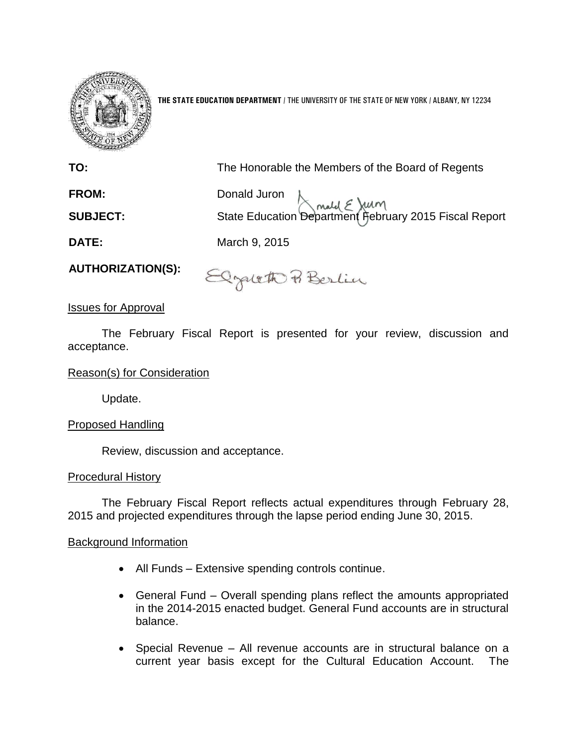**THE STATE EDUCATION DEPARTMENT** / THE UNIVERSITY OF THE STATE OF NEW YORK / ALBANY, NY 12234

**TO:** The Honorable the Members of the Board of Regents

**FROM:** Donald Juron

**SUBJECT:** State Education Department February 2015 Fiscal Report

**DATE:** March 9, 2015

**AUTHORIZATION(S):**

Issues for Approval

The February Fiscal Report is presented for your review, discussion and acceptance.

Reason(s) for Consideration

Update.

Proposed Handling

Review, discussion and acceptance.

Procedural History

The February Fiscal Report reflects actual expenditures through February 28, 2015 and projected expenditures through the lapse period ending June 30, 2015.

Background Information

- All Funds – Extensive spending controls continue.
- General Fund – Overall spending plans reflect the amounts appropriated in the 2014-2015 enacted budget. General Fund accounts are in structural balance.
- Special Revenue – All revenue accounts are in structural balance on a current year basis except for the Cultural Education Account. The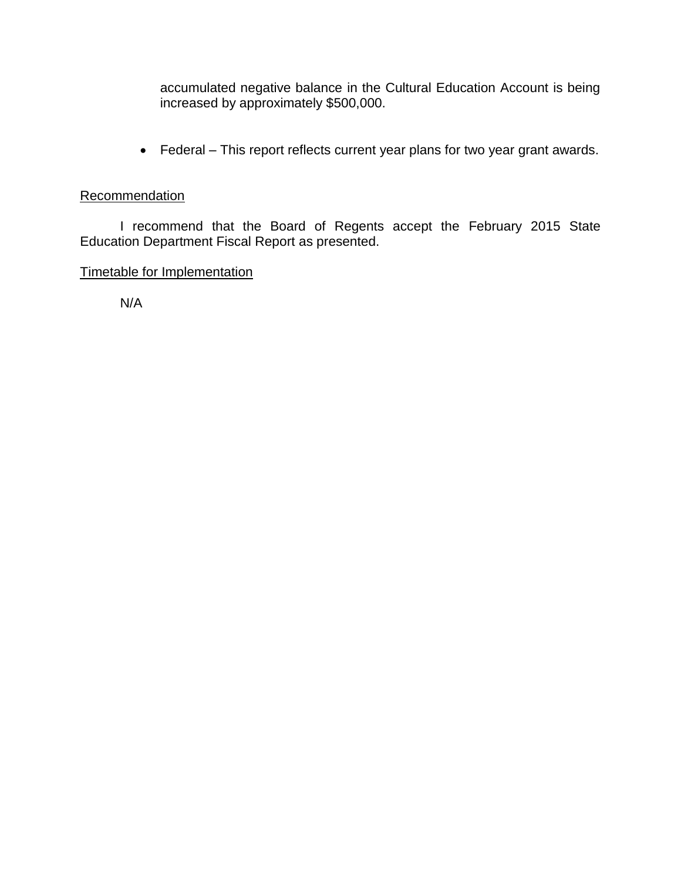accumulated negative balance in the Cultural Education Account is being increased by approximately $500,000.

- Federal – This report reflects current year plans for two year grant awards.

<u>Recommendation</u>

I recommend that the Board of Regents accept the February 2015 State Education Department Fiscal Report as presented.

<u>Timetable for Implementation</u>

N/A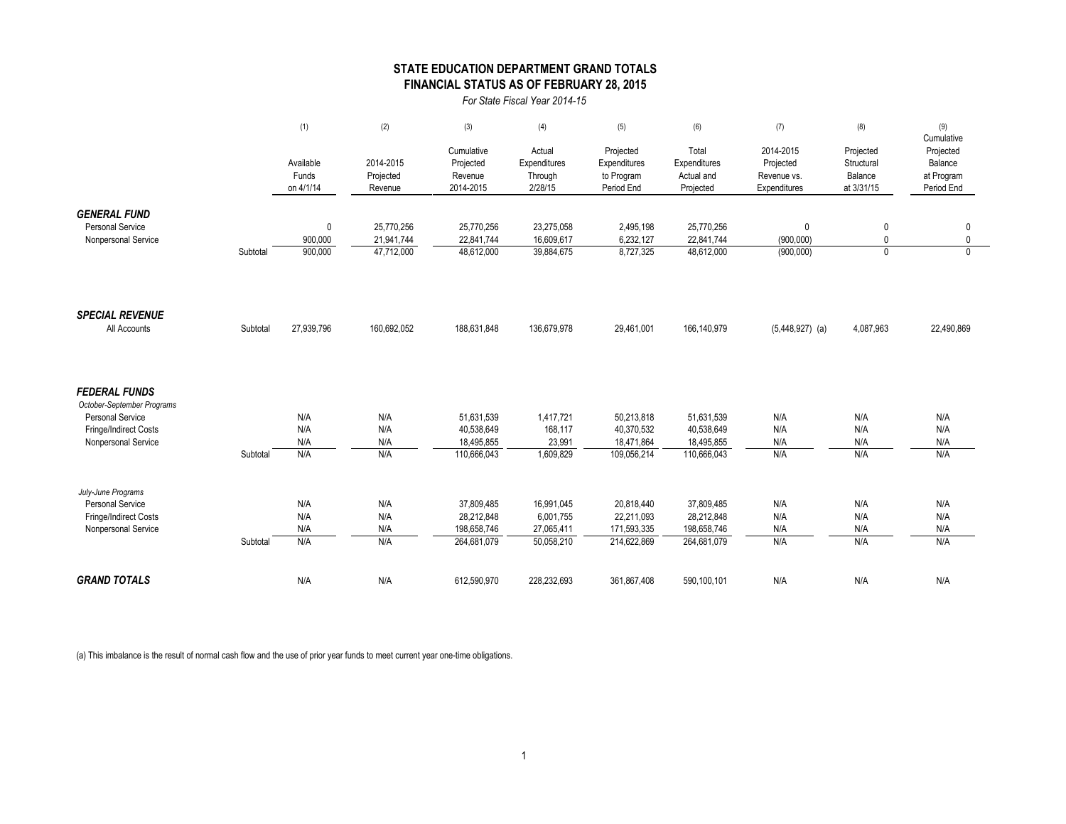## STATE EDUCATION DEPARTMENT GRAND TOTALS
## FINANCIAL STATUS AS OF FEBRUARY 28, 2015

*For State Fiscal Year 2014-15*

| | | (1) Available Funds on 4/1/14 | (2) 2014-2015 Projected Revenue | (3) Cumulative Projected Revenue 2014-2015 | (4) Actual Expenditures Through 2/28/15 | (5) Projected Expenditures to Program Period End | (6) Total Expenditures Actual and Projected | (7) 2014-2015 Projected Revenue vs. Expenditures | (8) Projected Structural Balance at 3/31/15 | (9) Cumulative Projected Balance at Program Period End |
|---|---|---|---|---|---|---|---|---|---|---|
| ***GENERAL FUND*** | | | | | | | | | | |
| Personal Service | | 0 | 25,770,256 | 25,770,256 | 23,275,058 | 2,495,198 | 25,770,256 | 0 | 0 | 0 |
| Nonpersonal Service | | 900,000 | 21,941,744 | 22,841,744 | 16,609,617 | 6,232,127 | 22,841,744 | (900,000) | 0 | 0 |
| | Subtotal | 900,000 | 47,712,000 | 48,612,000 | 39,884,675 | 8,727,325 | 48,612,000 | (900,000) | 0 | 0 |
| ***SPECIAL REVENUE*** | | | | | | | | | | |
| All Accounts | Subtotal | 27,939,796 | 160,692,052 | 188,631,848 | 136,679,978 | 29,461,001 | 166,140,979 | (5,448,927) (a) | 4,087,963 | 22,490,869 |
| ***FEDERAL FUNDS*** | | | | | | | | | | |
| *October-September Programs* | | | | | | | | | | |
| Personal Service | | N/A | N/A | 51,631,539 | 1,417,721 | 50,213,818 | 51,631,539 | N/A | N/A | N/A |
| Fringe/Indirect Costs | | N/A | N/A | 40,538,649 | 168,117 | 40,370,532 | 40,538,649 | N/A | N/A | N/A |
| Nonpersonal Service | | N/A | N/A | 18,495,855 | 23,991 | 18,471,864 | 18,495,855 | N/A | N/A | N/A |
| | Subtotal | N/A | N/A | 110,666,043 | 1,609,829 | 109,056,214 | 110,666,043 | N/A | N/A | N/A |
| *July-June Programs* | | | | | | | | | | |
| Personal Service | | N/A | N/A | 37,809,485 | 16,991,045 | 20,818,440 | 37,809,485 | N/A | N/A | N/A |
| Fringe/Indirect Costs | | N/A | N/A | 28,212,848 | 6,001,755 | 22,211,093 | 28,212,848 | N/A | N/A | N/A |
| Nonpersonal Service | | N/A | N/A | 198,658,746 | 27,065,411 | 171,593,335 | 198,658,746 | N/A | N/A | N/A |
| | Subtotal | N/A | N/A | 264,681,079 | 50,058,210 | 214,622,869 | 264,681,079 | N/A | N/A | N/A |
| ***GRAND TOTALS*** | | N/A | N/A | 612,590,970 | 228,232,693 | 361,867,408 | 590,100,101 | N/A | N/A | N/A |

(a) This imbalance is the result of normal cash flow and the use of prior year funds to meet current year one-time obligations.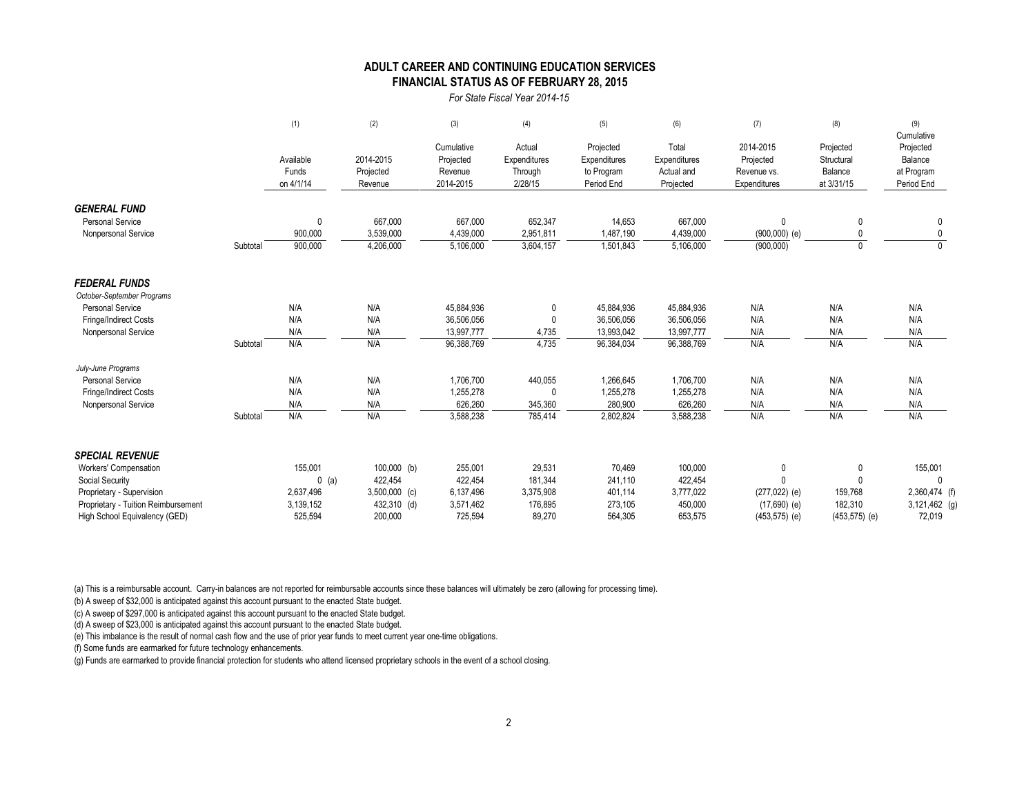# ADULT CAREER AND CONTINUING EDUCATION SERVICES
## FINANCIAL STATUS AS OF FEBRUARY 28, 2015

*For State Fiscal Year 2014-15*

| | | (1) | (2) | (3) | (4) | (5) | (6) | (7) | (8) | (9) |
|---|---|---|---|---|---|---|---|---|---|---|
| | | Available Funds on 4/1/14 | 2014-2015 Projected Revenue | Cumulative Projected Revenue 2014-2015 | Actual Expenditures Through 2/28/15 | Projected Expenditures to Program Period End | Total Expenditures Actual and Projected | 2014-2015 Projected Revenue vs. Expenditures | Projected Structural Balance at 3/31/15 | Cumulative Projected Balance at Program Period End |
| ***GENERAL FUND*** | | | | | | | | | | |
| Personal Service | | 0 | 667,000 | 667,000 | 652,347 | 14,653 | 667,000 | 0 | 0 | 0 |
| Nonpersonal Service | | 900,000 | 3,539,000 | 4,439,000 | 2,951,811 | 1,487,190 | 4,439,000 | (900,000) (e) | 0 | 0 |
| | Subtotal | 900,000 | 4,206,000 | 5,106,000 | 3,604,157 | 1,501,843 | 5,106,000 | (900,000) | 0 | 0 |
| ***FEDERAL FUNDS*** | | | | | | | | | | |
| *October-September Programs* | | | | | | | | | | |
| Personal Service | | N/A | N/A | 45,884,936 | 0 | 45,884,936 | 45,884,936 | N/A | N/A | N/A |
| Fringe/Indirect Costs | | N/A | N/A | 36,506,056 | 0 | 36,506,056 | 36,506,056 | N/A | N/A | N/A |
| Nonpersonal Service | | N/A | N/A | 13,997,777 | 4,735 | 13,993,042 | 13,997,777 | N/A | N/A | N/A |
| | Subtotal | N/A | N/A | 96,388,769 | 4,735 | 96,384,034 | 96,388,769 | N/A | N/A | N/A |
| *July-June Programs* | | | | | | | | | | |
| Personal Service | | N/A | N/A | 1,706,700 | 440,055 | 1,266,645 | 1,706,700 | N/A | N/A | N/A |
| Fringe/Indirect Costs | | N/A | N/A | 1,255,278 | 0 | 1,255,278 | 1,255,278 | N/A | N/A | N/A |
| Nonpersonal Service | | N/A | N/A | 626,260 | 345,360 | 280,900 | 626,260 | N/A | N/A | N/A |
| | Subtotal | N/A | N/A | 3,588,238 | 785,414 | 2,802,824 | 3,588,238 | N/A | N/A | N/A |
| ***SPECIAL REVENUE*** | | | | | | | | | | |
| Workers' Compensation | | 155,001 | 100,000 (b) | 255,001 | 29,531 | 70,469 | 100,000 | 0 | 0 | 155,001 |
| Social Security | | 0 (a) | 422,454 | 422,454 | 181,344 | 241,110 | 422,454 | 0 | 0 | 0 |
| Proprietary - Supervision | | 2,637,496 | 3,500,000 (c) | 6,137,496 | 3,375,908 | 401,114 | 3,777,022 | (277,022) (e) | 159,768 | 2,360,474 (f) |
| Proprietary - Tuition Reimbursement | | 3,139,152 | 432,310 (d) | 3,571,462 | 176,895 | 273,105 | 450,000 | (17,690) (e) | 182,310 | 3,121,462 (g) |
| High School Equivalency (GED) | | 525,594 | 200,000 | 725,594 | 89,270 | 564,305 | 653,575 | (453,575) (e) | (453,575) (e) | 72,019 |

(a) This is a reimbursable account. Carry-in balances are not reported for reimbursable accounts since these balances will ultimately be zero (allowing for processing time).

(b) A sweep of $32,000 is anticipated against this account pursuant to the enacted State budget.

(c) A sweep of $297,000 is anticipated against this account pursuant to the enacted State budget.

(d) A sweep of $23,000 is anticipated against this account pursuant to the enacted State budget.

(e) This imbalance is the result of normal cash flow and the use of prior year funds to meet current year one-time obligations.

(f) Some funds are earmarked for future technology enhancements.

(g) Funds are earmarked to provide financial protection for students who attend licensed proprietary schools in the event of a school closing.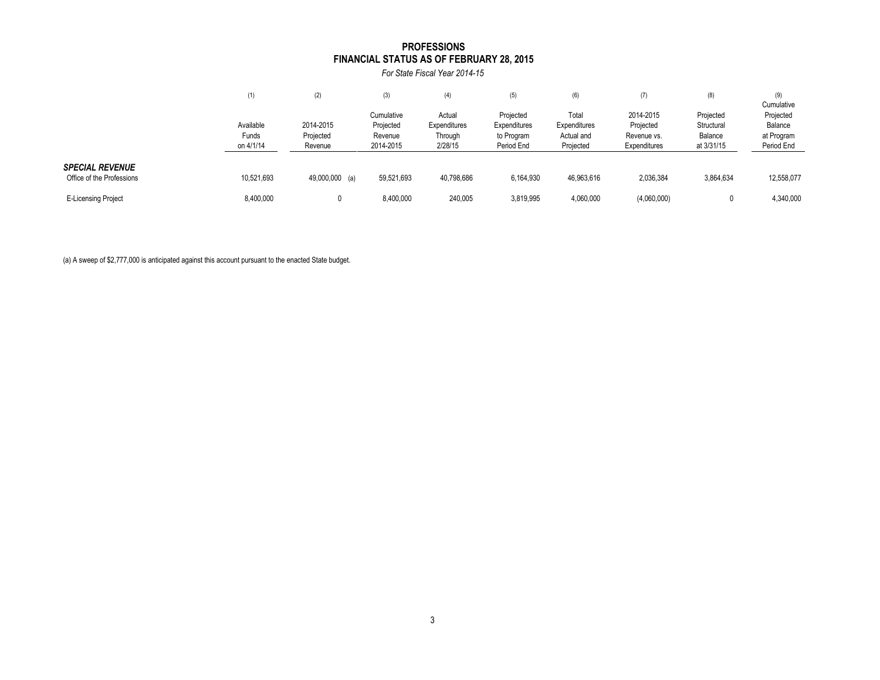# PROFESSIONS
## FINANCIAL STATUS AS OF FEBRUARY 28, 2015

*For State Fiscal Year 2014-15*

| | (1) Available Funds on 4/1/14 | (2) 2014-2015 Projected Revenue | (3) Cumulative Projected Revenue 2014-2015 | (4) Actual Expenditures Through 2/28/15 | (5) Projected Expenditures to Program Period End | (6) Total Expenditures Actual and Projected | (7) 2014-2015 Projected Revenue vs. Expenditures | (8) Projected Structural Balance at 3/31/15 | (9) Cumulative Projected Balance at Program Period End |
|---|---|---|---|---|---|---|---|---|---|
| ***SPECIAL REVENUE*** | | | | | | | | | |
| Office of the Professions | 10,521,693 | 49,000,000 (a) | 59,521,693 | 40,798,686 | 6,164,930 | 46,963,616 | 2,036,384 | 3,864,634 | 12,558,077 |
| E-Licensing Project | 8,400,000 | 0 | 8,400,000 | 240,005 | 3,819,995 | 4,060,000 | (4,060,000) | 0 | 4,340,000 |

(a) A sweep of $2,777,000 is anticipated against this account pursuant to the enacted State budget.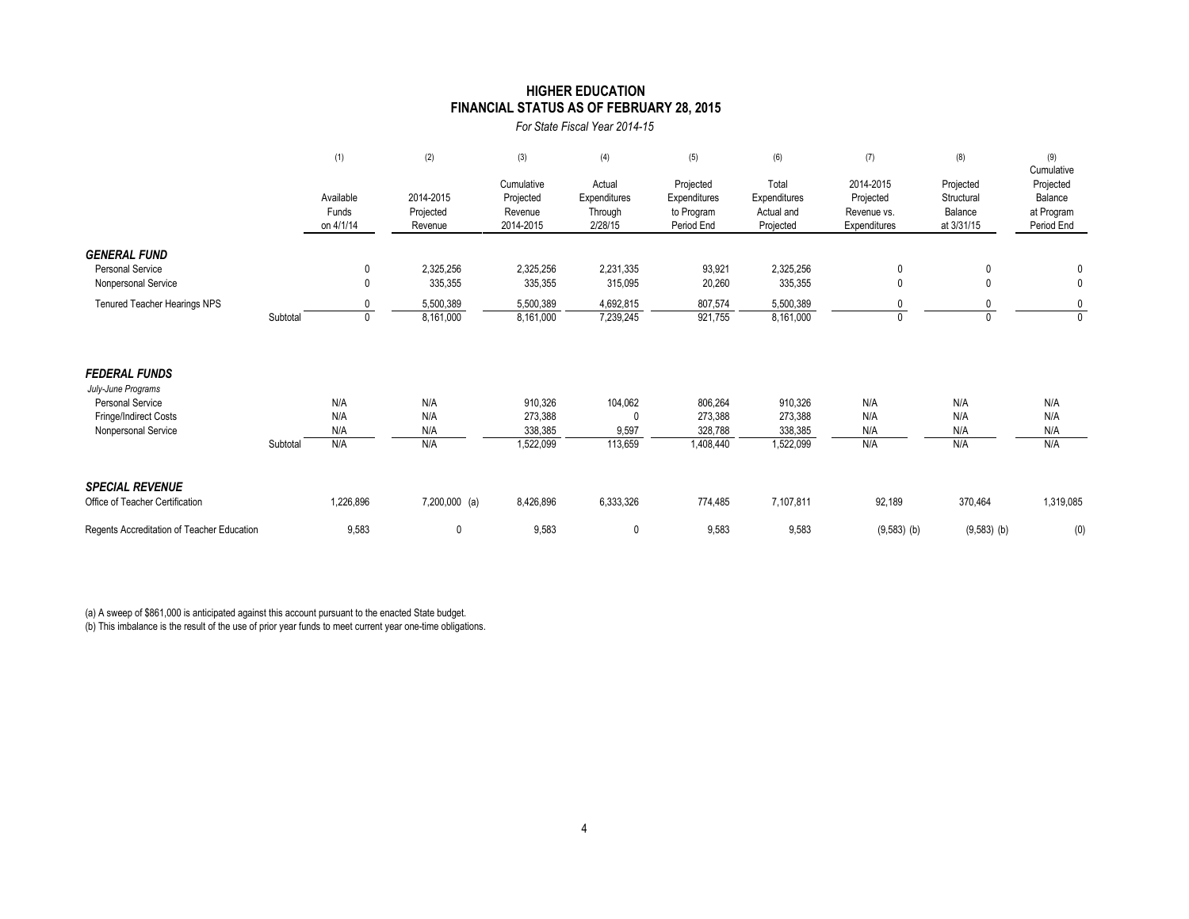# HIGHER EDUCATION
## FINANCIAL STATUS AS OF FEBRUARY 28, 2015

*For State Fiscal Year 2014-15*

| | (1) Available Funds on 4/1/14 | (2) 2014-2015 Projected Revenue | (3) Cumulative Projected Revenue 2014-2015 | (4) Actual Expenditures Through 2/28/15 | (5) Projected Expenditures to Program Period End | (6) Total Expenditures Actual and Projected | (7) 2014-2015 Projected Revenue vs. Expenditures | (8) Projected Structural Balance at 3/31/15 | (9) Cumulative Projected Balance at Program Period End |
|---|---|---|---|---|---|---|---|---|---|
| ***GENERAL FUND*** | | | | | | | | | |
| Personal Service | 0 | 2,325,256 | 2,325,256 | 2,231,335 | 93,921 | 2,325,256 | 0 | 0 | 0 |
| Nonpersonal Service | 0 | 335,355 | 335,355 | 315,095 | 20,260 | 335,355 | 0 | 0 | 0 |
| Tenured Teacher Hearings NPS | 0 | 5,500,389 | 5,500,389 | 4,692,815 | 807,574 | 5,500,389 | 0 | 0 | 0 |
| Subtotal | 0 | 8,161,000 | 8,161,000 | 7,239,245 | 921,755 | 8,161,000 | 0 | 0 | 0 |
| ***FEDERAL FUNDS*** | | | | | | | | | |
| *July-June Programs* | | | | | | | | | |
| Personal Service | N/A | N/A | 910,326 | 104,062 | 806,264 | 910,326 | N/A | N/A | N/A |
| Fringe/Indirect Costs | N/A | N/A | 273,388 | 0 | 273,388 | 273,388 | N/A | N/A | N/A |
| Nonpersonal Service | N/A | N/A | 338,385 | 9,597 | 328,788 | 338,385 | N/A | N/A | N/A |
| Subtotal | N/A | N/A | 1,522,099 | 113,659 | 1,408,440 | 1,522,099 | N/A | N/A | N/A |
| ***SPECIAL REVENUE*** | | | | | | | | | |
| Office of Teacher Certification | 1,226,896 | 7,200,000 (a) | 8,426,896 | 6,333,326 | 774,485 | 7,107,811 | 92,189 | 370,464 | 1,319,085 |
| Regents Accreditation of Teacher Education | 9,583 | 0 | 9,583 | 0 | 9,583 | 9,583 | (9,583) (b) | (9,583) (b) | (0) |

(a) A sweep of $861,000 is anticipated against this account pursuant to the enacted State budget.

(b) This imbalance is the result of the use of prior year funds to meet current year one-time obligations.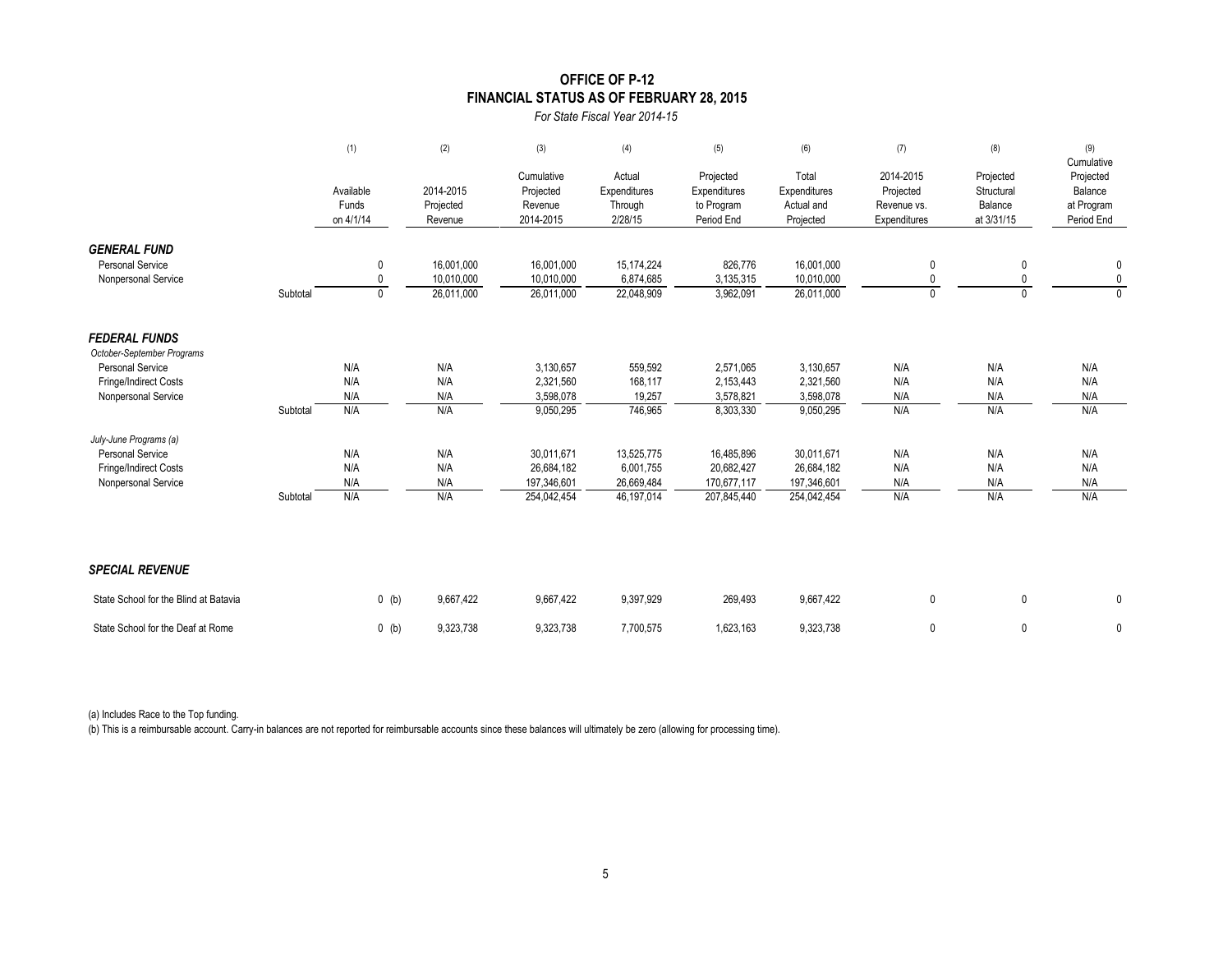# OFFICE OF P-12
## FINANCIAL STATUS AS OF FEBRUARY 28, 2015

*For State Fiscal Year 2014-15*

| | | (1) Available Funds on 4/1/14 | (2) 2014-2015 Projected Revenue | (3) Cumulative Projected Revenue 2014-2015 | (4) Actual Expenditures Through 2/28/15 | (5) Projected Expenditures to Program Period End | (6) Total Expenditures Actual and Projected | (7) 2014-2015 Projected Revenue vs. Expenditures | (8) Projected Structural Balance at 3/31/15 | (9) Cumulative Projected Balance at Program Period End |
|---|---|---|---|---|---|---|---|---|---|---|
| ***GENERAL FUND*** | | | | | | | | | | |
| Personal Service | | 0 | 16,001,000 | 16,001,000 | 15,174,224 | 826,776 | 16,001,000 | 0 | 0 | 0 |
| Nonpersonal Service | | 0 | 10,010,000 | 10,010,000 | 6,874,685 | 3,135,315 | 10,010,000 | 0 | 0 | 0 |
| | Subtotal | 0 | 26,011,000 | 26,011,000 | 22,048,909 | 3,962,091 | 26,011,000 | 0 | 0 | 0 |
| ***FEDERAL FUNDS*** | | | | | | | | | | |
| *October-September Programs* | | | | | | | | | | |
| Personal Service | | N/A | N/A | 3,130,657 | 559,592 | 2,571,065 | 3,130,657 | N/A | N/A | N/A |
| Fringe/Indirect Costs | | N/A | N/A | 2,321,560 | 168,117 | 2,153,443 | 2,321,560 | N/A | N/A | N/A |
| Nonpersonal Service | | N/A | N/A | 3,598,078 | 19,257 | 3,578,821 | 3,598,078 | N/A | N/A | N/A |
| | Subtotal | N/A | N/A | 9,050,295 | 746,965 | 8,303,330 | 9,050,295 | N/A | N/A | N/A |
| *July-June Programs (a)* | | | | | | | | | | |
| Personal Service | | N/A | N/A | 30,011,671 | 13,525,775 | 16,485,896 | 30,011,671 | N/A | N/A | N/A |
| Fringe/Indirect Costs | | N/A | N/A | 26,684,182 | 6,001,755 | 20,682,427 | 26,684,182 | N/A | N/A | N/A |
| Nonpersonal Service | | N/A | N/A | 197,346,601 | 26,669,484 | 170,677,117 | 197,346,601 | N/A | N/A | N/A |
| | Subtotal | N/A | N/A | 254,042,454 | 46,197,014 | 207,845,440 | 254,042,454 | N/A | N/A | N/A |
| ***SPECIAL REVENUE*** | | | | | | | | | | |
| State School for the Blind at Batavia | | 0 (b) | 9,667,422 | 9,667,422 | 9,397,929 | 269,493 | 9,667,422 | 0 | 0 | 0 |
| State School for the Deaf at Rome | | 0 (b) | 9,323,738 | 9,323,738 | 7,700,575 | 1,623,163 | 9,323,738 | 0 | 0 | 0 |

(a) Includes Race to the Top funding.

(b) This is a reimbursable account. Carry-in balances are not reported for reimbursable accounts since these balances will ultimately be zero (allowing for processing time).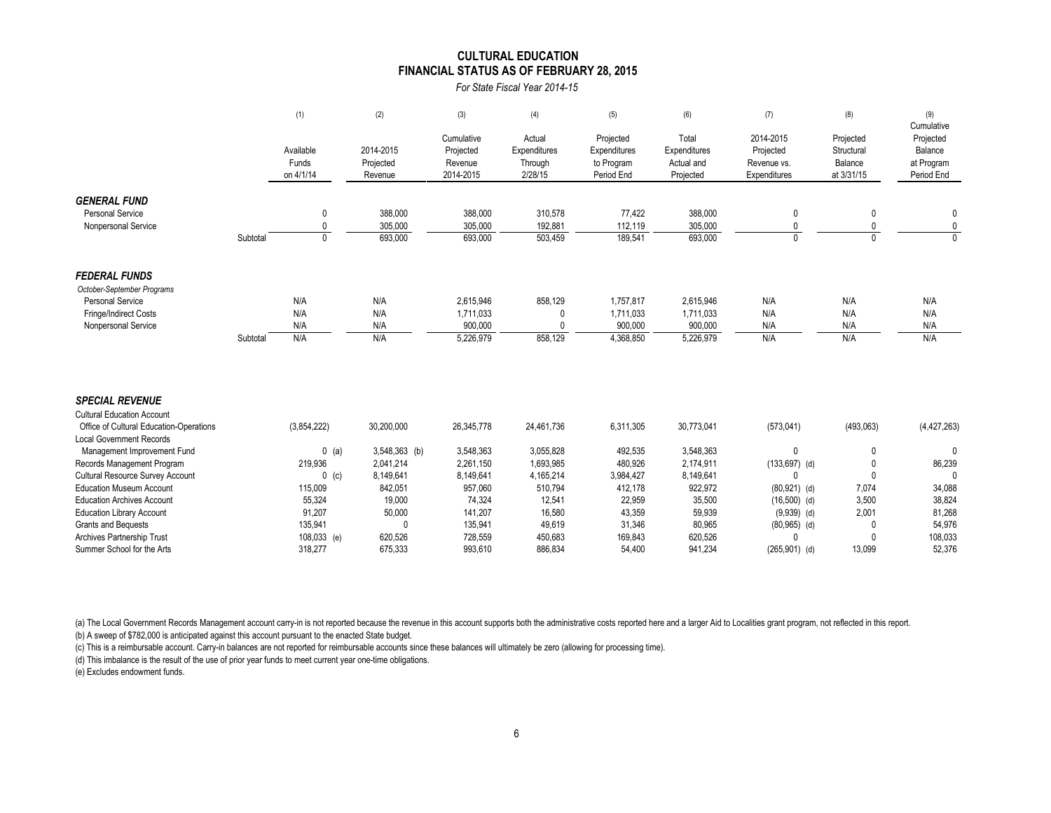# CULTURAL EDUCATION
## FINANCIAL STATUS AS OF FEBRUARY 28, 2015

*For State Fiscal Year 2014-15*

| | (1) Available Funds on 4/1/14 | (2) 2014-2015 Projected Revenue | (3) Cumulative Projected Revenue 2014-2015 | (4) Actual Expenditures Through 2/28/15 | (5) Projected Expenditures to Program Period End | (6) Total Expenditures Actual and Projected | (7) 2014-2015 Projected Revenue vs. Expenditures | (8) Projected Structural Balance at 3/31/15 | (9) Cumulative Projected Balance at Program Period End |
|---|---|---|---|---|---|---|---|---|---|
| ***GENERAL FUND*** | | | | | | | | | |
| Personal Service | 0 | 388,000 | 388,000 | 310,578 | 77,422 | 388,000 | 0 | 0 | 0 |
| Nonpersonal Service | 0 | 305,000 | 305,000 | 192,881 | 112,119 | 305,000 | 0 | 0 | 0 |
| Subtotal | 0 | 693,000 | 693,000 | 503,459 | 189,541 | 693,000 | 0 | 0 | 0 |
| ***FEDERAL FUNDS*** | | | | | | | | | |
| *October-September Programs* | | | | | | | | | |
| Personal Service | N/A | N/A | 2,615,946 | 858,129 | 1,757,817 | 2,615,946 | N/A | N/A | N/A |
| Fringe/Indirect Costs | N/A | N/A | 1,711,033 | 0 | 1,711,033 | 1,711,033 | N/A | N/A | N/A |
| Nonpersonal Service | N/A | N/A | 900,000 | 0 | 900,000 | 900,000 | N/A | N/A | N/A |
| Subtotal | N/A | N/A | 5,226,979 | 858,129 | 4,368,850 | 5,226,979 | N/A | N/A | N/A |
| ***SPECIAL REVENUE*** | | | | | | | | | |
| Cultural Education Account | | | | | | | | | |
| Office of Cultural Education-Operations | (3,854,222) | 30,200,000 | 26,345,778 | 24,461,736 | 6,311,305 | 30,773,041 | (573,041) | (493,063) | (4,427,263) |
| Local Government Records | | | | | | | | | |
| Management Improvement Fund | 0 (a) | 3,548,363 (b) | 3,548,363 | 3,055,828 | 492,535 | 3,548,363 | 0 | 0 | 0 |
| Records Management Program | 219,936 | 2,041,214 | 2,261,150 | 1,693,985 | 480,926 | 2,174,911 | (133,697) (d) | 0 | 86,239 |
| Cultural Resource Survey Account | 0 (c) | 8,149,641 | 8,149,641 | 4,165,214 | 3,984,427 | 8,149,641 | 0 | 0 | 0 |
| Education Museum Account | 115,009 | 842,051 | 957,060 | 510,794 | 412,178 | 922,972 | (80,921) (d) | 7,074 | 34,088 |
| Education Archives Account | 55,324 | 19,000 | 74,324 | 12,541 | 22,959 | 35,500 | (16,500) (d) | 3,500 | 38,824 |
| Education Library Account | 91,207 | 50,000 | 141,207 | 16,580 | 43,359 | 59,939 | (9,939) (d) | 2,001 | 81,268 |
| Grants and Bequests | 135,941 | 0 | 135,941 | 49,619 | 31,346 | 80,965 | (80,965) (d) | 0 | 54,976 |
| Archives Partnership Trust | 108,033 (e) | 620,526 | 728,559 | 450,683 | 169,843 | 620,526 | 0 | 0 | 108,033 |
| Summer School for the Arts | 318,277 | 675,333 | 993,610 | 886,834 | 54,400 | 941,234 | (265,901) (d) | 13,099 | 52,376 |

(a) The Local Government Records Management account carry-in is not reported because the revenue in this account supports both the administrative costs reported here and a larger Aid to Localities grant program, not reflected in this report.

(b) A sweep of $782,000 is anticipated against this account pursuant to the enacted State budget.

(c) This is a reimbursable account. Carry-in balances are not reported for reimbursable accounts since these balances will ultimately be zero (allowing for processing time).

(d) This imbalance is the result of the use of prior year funds to meet current year one-time obligations.

(e) Excludes endowment funds.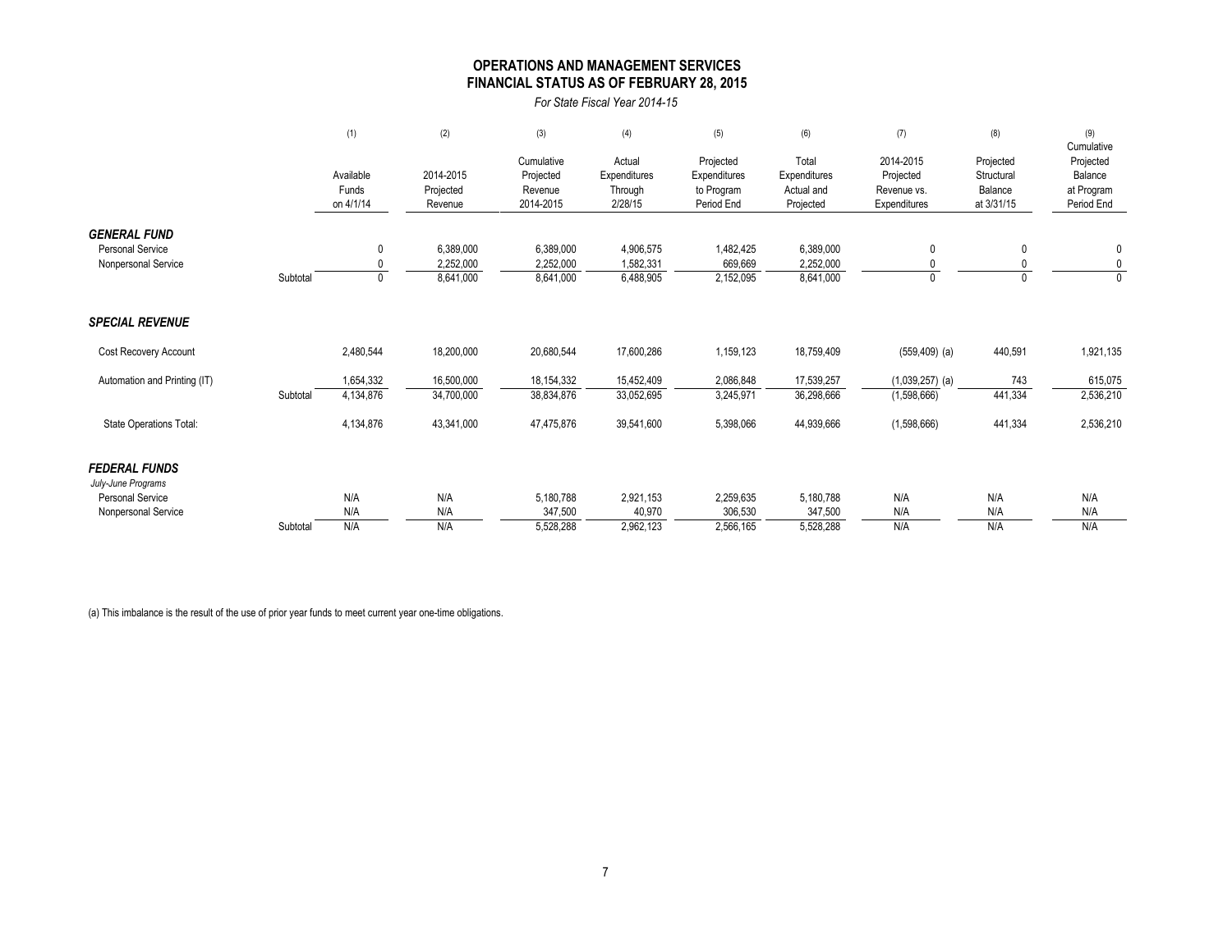# OPERATIONS AND MANAGEMENT SERVICES
## FINANCIAL STATUS AS OF FEBRUARY 28, 2015

*For State Fiscal Year 2014-15*

| | | (1) Available Funds on 4/1/14 | (2) 2014-2015 Projected Revenue | (3) Cumulative Projected Revenue 2014-2015 | (4) Actual Expenditures Through 2/28/15 | (5) Projected Expenditures to Program Period End | (6) Total Expenditures Actual and Projected | (7) 2014-2015 Projected Revenue vs. Expenditures | (8) Projected Structural Balance at 3/31/15 | (9) Cumulative Projected Balance at Program Period End |
|---|---|---|---|---|---|---|---|---|---|---|
| ***GENERAL FUND*** | | | | | | | | | | |
| Personal Service | | 0 | 6,389,000 | 6,389,000 | 4,906,575 | 1,482,425 | 6,389,000 | 0 | 0 | 0 |
| Nonpersonal Service | | 0 | 2,252,000 | 2,252,000 | 1,582,331 | 669,669 | 2,252,000 | 0 | 0 | 0 |
| | Subtotal | 0 | 8,641,000 | 8,641,000 | 6,488,905 | 2,152,095 | 8,641,000 | 0 | 0 | 0 |
| ***SPECIAL REVENUE*** | | | | | | | | | | |
| Cost Recovery Account | | 2,480,544 | 18,200,000 | 20,680,544 | 17,600,286 | 1,159,123 | 18,759,409 | (559,409) (a) | 440,591 | 1,921,135 |
| Automation and Printing (IT) | | 1,654,332 | 16,500,000 | 18,154,332 | 15,452,409 | 2,086,848 | 17,539,257 | (1,039,257) (a) | 743 | 615,075 |
| | Subtotal | 4,134,876 | 34,700,000 | 38,834,876 | 33,052,695 | 3,245,971 | 36,298,666 | (1,598,666) | 441,334 | 2,536,210 |
| State Operations Total: | | 4,134,876 | 43,341,000 | 47,475,876 | 39,541,600 | 5,398,066 | 44,939,666 | (1,598,666) | 441,334 | 2,536,210 |
| ***FEDERAL FUNDS*** | | | | | | | | | | |
| *July-June Programs* | | | | | | | | | | |
| Personal Service | | N/A | N/A | 5,180,788 | 2,921,153 | 2,259,635 | 5,180,788 | N/A | N/A | N/A |
| Nonpersonal Service | | N/A | N/A | 347,500 | 40,970 | 306,530 | 347,500 | N/A | N/A | N/A |
| | Subtotal | N/A | N/A | 5,528,288 | 2,962,123 | 2,566,165 | 5,528,288 | N/A | N/A | N/A |

(a) This imbalance is the result of the use of prior year funds to meet current year one-time obligations.